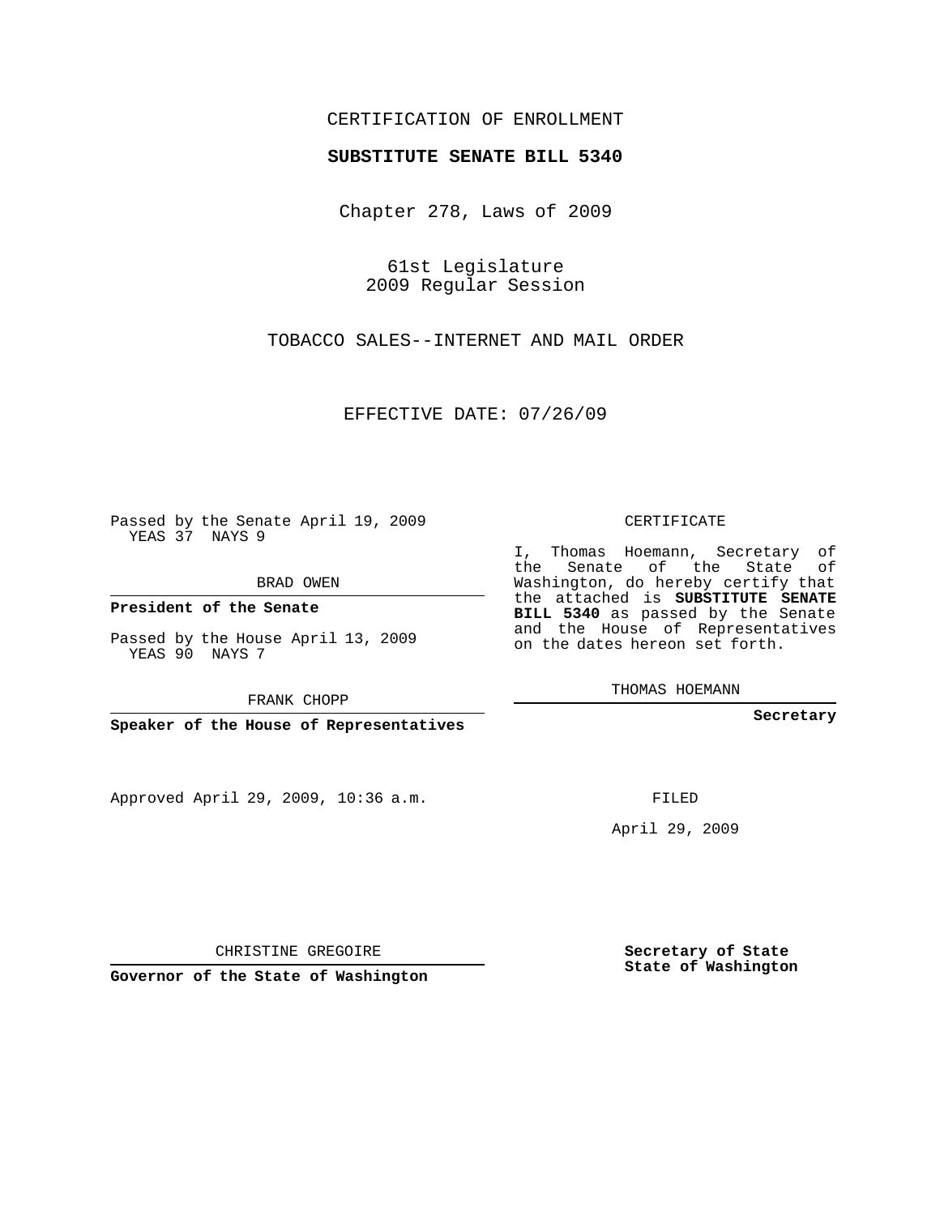CERTIFICATION OF ENROLLMENT

**SUBSTITUTE SENATE BILL 5340**

Chapter 278, Laws of 2009

61st Legislature
2009 Regular Session

TOBACCO SALES--INTERNET AND MAIL ORDER

EFFECTIVE DATE: 07/26/09

Passed by the Senate April 19, 2009
YEAS 37 NAYS 9

BRAD OWEN

**President of the Senate**

Passed by the House April 13, 2009
YEAS 90 NAYS 7

FRANK CHOPP

**Speaker of the House of Representatives**

Approved April 29, 2009, 10:36 a.m.

CHRISTINE GREGOIRE

**Governor of the State of Washington**

CERTIFICATE

I, Thomas Hoemann, Secretary of the Senate of the State of Washington, do hereby certify that the attached is **SUBSTITUTE SENATE BILL 5340** as passed by the Senate and the House of Representatives on the dates hereon set forth.

THOMAS HOEMANN

**Secretary**

FILED

April 29, 2009

**Secretary of State**
**State of Washington**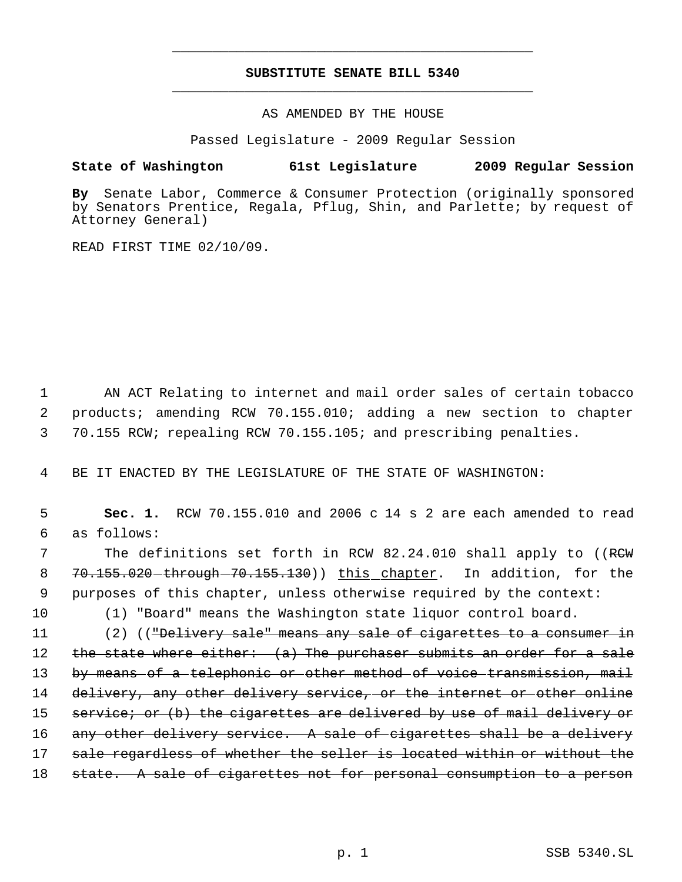# SUBSTITUTE SENATE BILL 5340

AS AMENDED BY THE HOUSE

Passed Legislature - 2009 Regular Session

**State of Washington 61st Legislature 2009 Regular Session**

**By** Senate Labor, Commerce & Consumer Protection (originally sponsored by Senators Prentice, Regala, Pflug, Shin, and Parlette; by request of Attorney General)

READ FIRST TIME 02/10/09.

AN ACT Relating to internet and mail order sales of certain tobacco products; amending RCW 70.155.010; adding a new section to chapter 70.155 RCW; repealing RCW 70.155.105; and prescribing penalties.

BE IT ENACTED BY THE LEGISLATURE OF THE STATE OF WASHINGTON:

**Sec. 1.** RCW 70.155.010 and 2006 c 14 s 2 are each amended to read as follows:

The definitions set forth in RCW 82.24.010 shall apply to ((~~RCW 70.155.020 through 70.155.130~~)) <u>this chapter</u>. In addition, for the purposes of this chapter, unless otherwise required by the context:

(1) "Board" means the Washington state liquor control board.

(2) ((~~"Delivery sale" means any sale of cigarettes to a consumer in the state where either: (a) The purchaser submits an order for a sale by means of a telephonic or other method of voice transmission, mail delivery, any other delivery service, or the internet or other online service; or (b) the cigarettes are delivered by use of mail delivery or any other delivery service. A sale of cigarettes shall be a delivery sale regardless of whether the seller is located within or without the state. A sale of cigarettes not for personal consumption to a person~~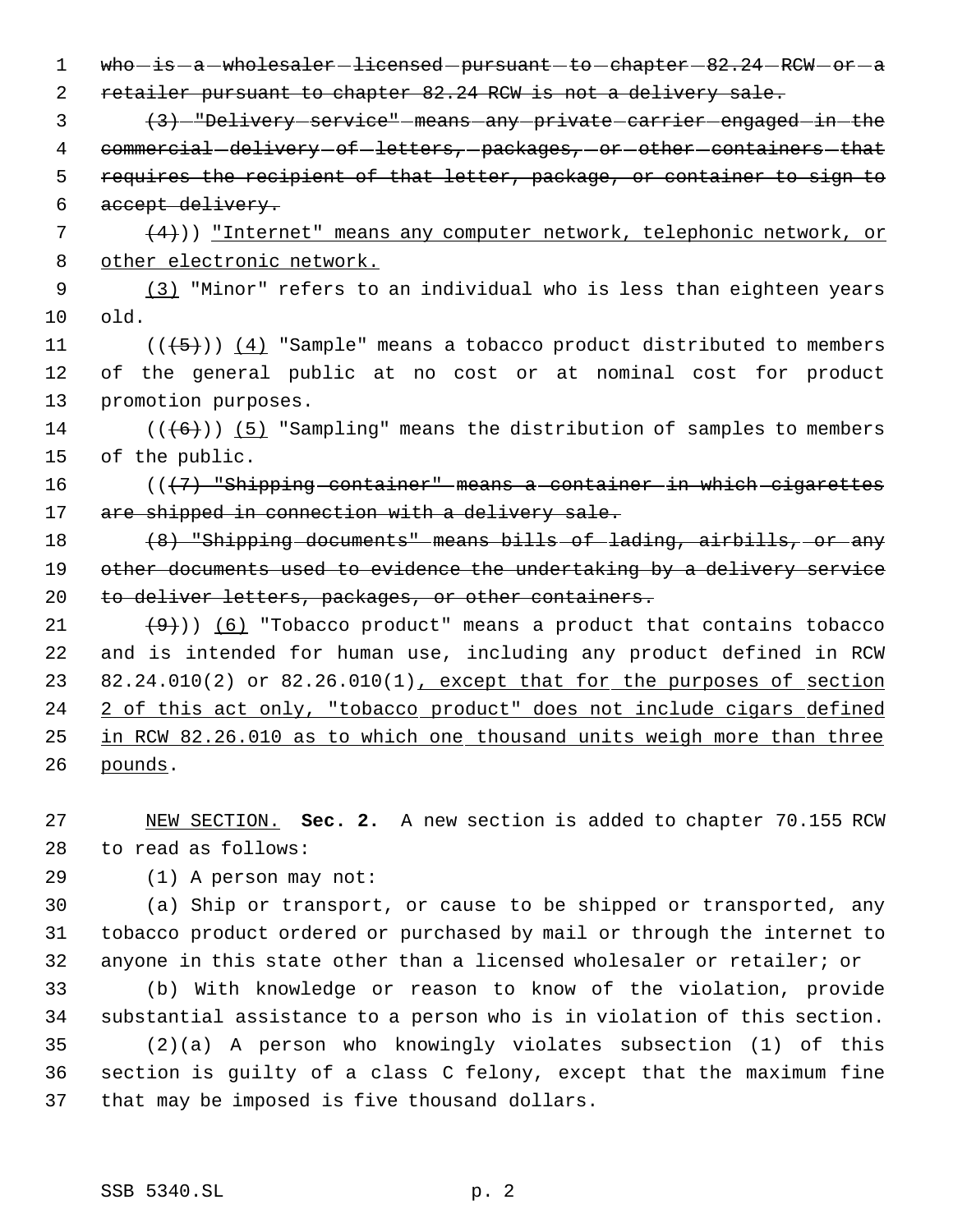who is a wholesaler licensed pursuant to chapter 82.24 RCW or a retailer pursuant to chapter 82.24 RCW is not a delivery sale.

(3) "Delivery service" means any private carrier engaged in the commercial delivery of letters, packages, or other containers that requires the recipient of that letter, package, or container to sign to accept delivery.

(4))) "Internet" means any computer network, telephonic network, or other electronic network.

(3) "Minor" refers to an individual who is less than eighteen years old.

(((5))) (4) "Sample" means a tobacco product distributed to members of the general public at no cost or at nominal cost for product promotion purposes.

(((6))) (5) "Sampling" means the distribution of samples to members of the public.

(((7) "Shipping container" means a container in which cigarettes are shipped in connection with a delivery sale.

(8) "Shipping documents" means bills of lading, airbills, or any other documents used to evidence the undertaking by a delivery service to deliver letters, packages, or other containers.

(9))) (6) "Tobacco product" means a product that contains tobacco and is intended for human use, including any product defined in RCW 82.24.010(2) or 82.26.010(1), except that for the purposes of section 2 of this act only, "tobacco product" does not include cigars defined in RCW 82.26.010 as to which one thousand units weigh more than three pounds.

NEW SECTION. **Sec. 2.** A new section is added to chapter 70.155 RCW to read as follows:

(1) A person may not:

(a) Ship or transport, or cause to be shipped or transported, any tobacco product ordered or purchased by mail or through the internet to anyone in this state other than a licensed wholesaler or retailer; or

(b) With knowledge or reason to know of the violation, provide substantial assistance to a person who is in violation of this section.

(2)(a) A person who knowingly violates subsection (1) of this section is guilty of a class C felony, except that the maximum fine that may be imposed is five thousand dollars.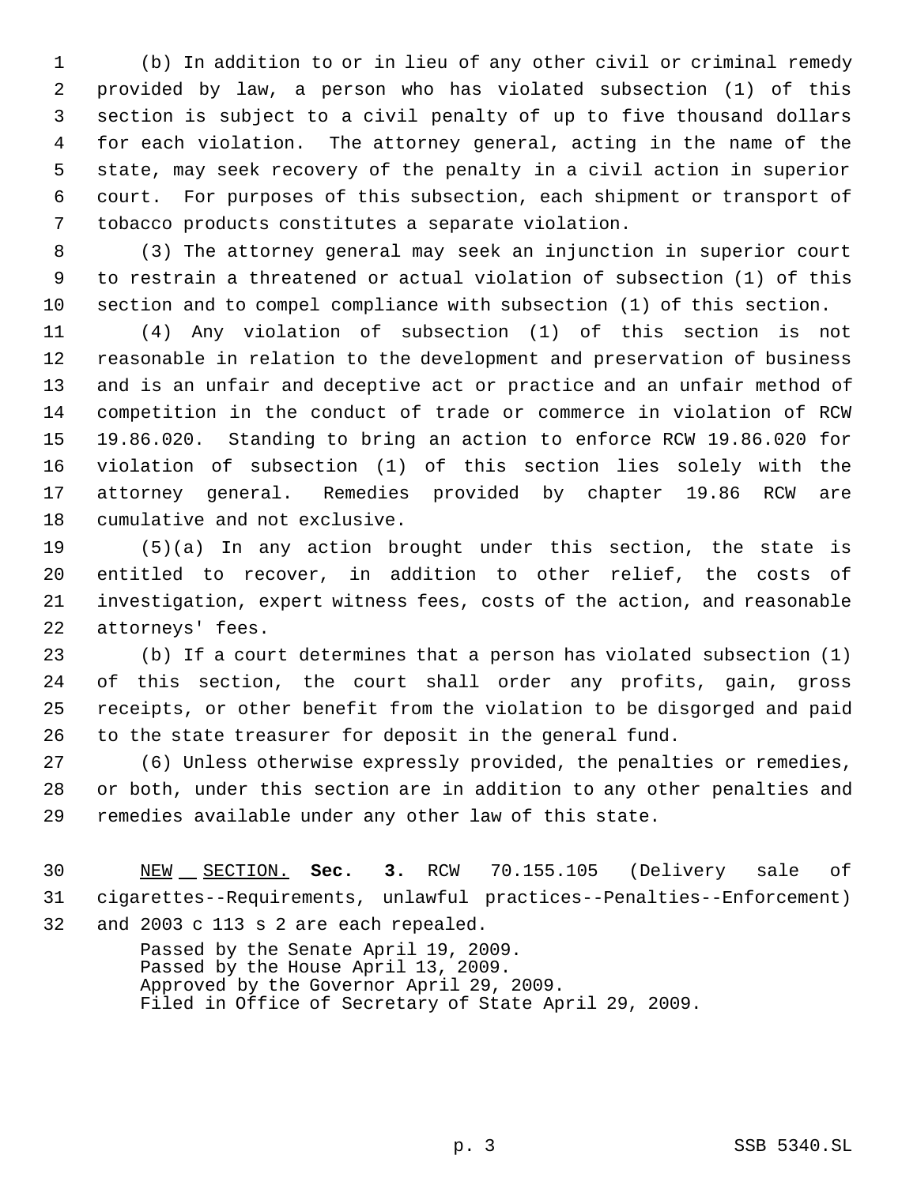(b) In addition to or in lieu of any other civil or criminal remedy provided by law, a person who has violated subsection (1) of this section is subject to a civil penalty of up to five thousand dollars for each violation. The attorney general, acting in the name of the state, may seek recovery of the penalty in a civil action in superior court. For purposes of this subsection, each shipment or transport of tobacco products constitutes a separate violation.

(3) The attorney general may seek an injunction in superior court to restrain a threatened or actual violation of subsection (1) of this section and to compel compliance with subsection (1) of this section.

(4) Any violation of subsection (1) of this section is not reasonable in relation to the development and preservation of business and is an unfair and deceptive act or practice and an unfair method of competition in the conduct of trade or commerce in violation of RCW 19.86.020. Standing to bring an action to enforce RCW 19.86.020 for violation of subsection (1) of this section lies solely with the attorney general. Remedies provided by chapter 19.86 RCW are cumulative and not exclusive.

(5)(a) In any action brought under this section, the state is entitled to recover, in addition to other relief, the costs of investigation, expert witness fees, costs of the action, and reasonable attorneys' fees.

(b) If a court determines that a person has violated subsection (1) of this section, the court shall order any profits, gain, gross receipts, or other benefit from the violation to be disgorged and paid to the state treasurer for deposit in the general fund.

(6) Unless otherwise expressly provided, the penalties or remedies, or both, under this section are in addition to any other penalties and remedies available under any other law of this state.

NEW SECTION. **Sec. 3.** RCW 70.155.105 (Delivery sale of cigarettes--Requirements, unlawful practices--Penalties--Enforcement) and 2003 c 113 s 2 are each repealed.

Passed by the Senate April 19, 2009.
Passed by the House April 13, 2009.
Approved by the Governor April 29, 2009.
Filed in Office of Secretary of State April 29, 2009.